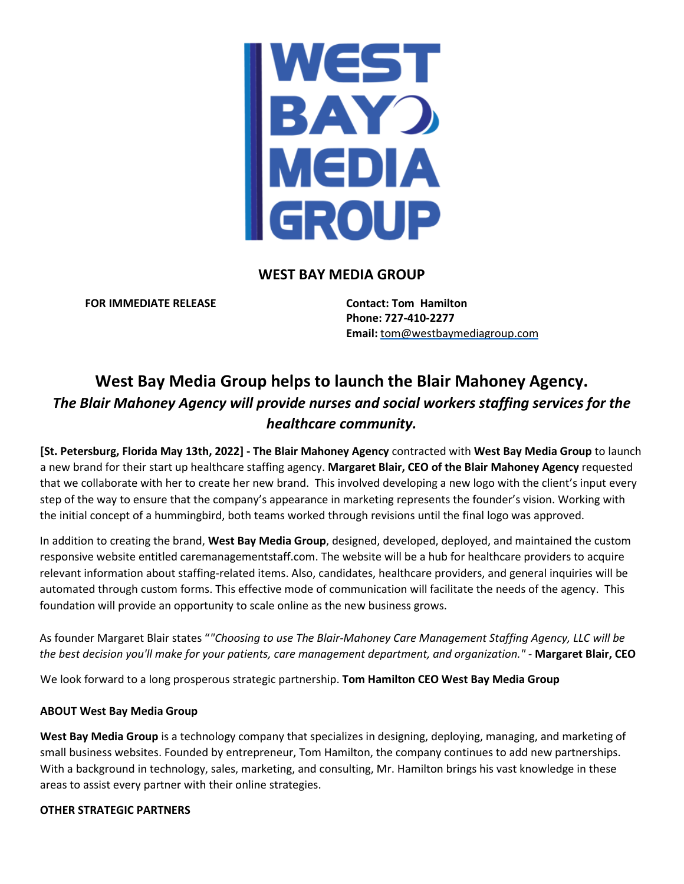# WEST BAY MEDIA GROUP

**FOR IMMEDIATE RELEASE**

**Contact: Tom Hamilton**
**Phone: 727-410-2277**
**Email:** tom@westbaymediagroup.com

## West Bay Media Group helps to launch the Blair Mahoney Agency.

***The Blair Mahoney Agency will provide nurses and social workers staffing services for the healthcare community.***

**[St. Petersburg, Florida May 13th, 2022] - The Blair Mahoney Agency** contracted with **West Bay Media Group** to launch a new brand for their start up healthcare staffing agency. **Margaret Blair, CEO of the Blair Mahoney Agency** requested that we collaborate with her to create her new brand. This involved developing a new logo with the client's input every step of the way to ensure that the company's appearance in marketing represents the founder's vision. Working with the initial concept of a hummingbird, both teams worked through revisions until the final logo was approved.

In addition to creating the brand, **West Bay Media Group**, designed, developed, deployed, and maintained the custom responsive website entitled caremanagementstaff.com. The website will be a hub for healthcare providers to acquire relevant information about staffing-related items. Also, candidates, healthcare providers, and general inquiries will be automated through custom forms. This effective mode of communication will facilitate the needs of the agency. This foundation will provide an opportunity to scale online as the new business grows.

As founder Margaret Blair states "*"Choosing to use The Blair-Mahoney Care Management Staffing Agency, LLC will be the best decision you'll make for your patients, care management department, and organization."* - **Margaret Blair, CEO**

We look forward to a long prosperous strategic partnership. **Tom Hamilton CEO West Bay Media Group**

**ABOUT West Bay Media Group**

**West Bay Media Group** is a technology company that specializes in designing, deploying, managing, and marketing of small business websites. Founded by entrepreneur, Tom Hamilton, the company continues to add new partnerships. With a background in technology, sales, marketing, and consulting, Mr. Hamilton brings his vast knowledge in these areas to assist every partner with their online strategies.

**OTHER STRATEGIC PARTNERS**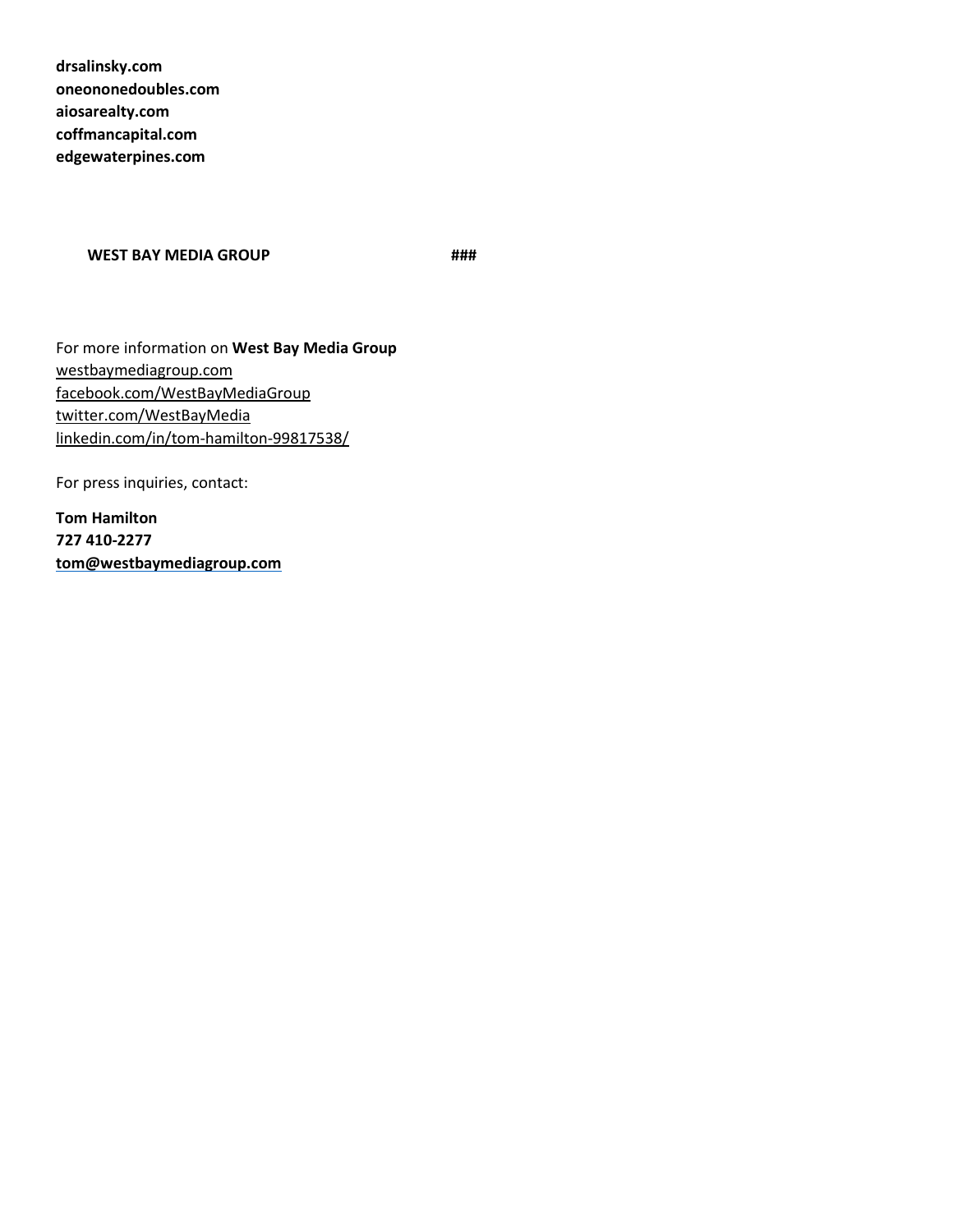**drsalinsky.com**
**oneononedoubles.com**
**aiosarealty.com**
**coffmancapital.com**
**edgewaterpines.com**

**WEST BAY MEDIA GROUP** **###**

For more information on **West Bay Media Group**
westbaymediagroup.com
facebook.com/WestBayMediaGroup
twitter.com/WestBayMedia
linkedin.com/in/tom-hamilton-99817538/

For press inquiries, contact:

**Tom Hamilton**
**727 410-2277**
**tom@westbaymediagroup.com**